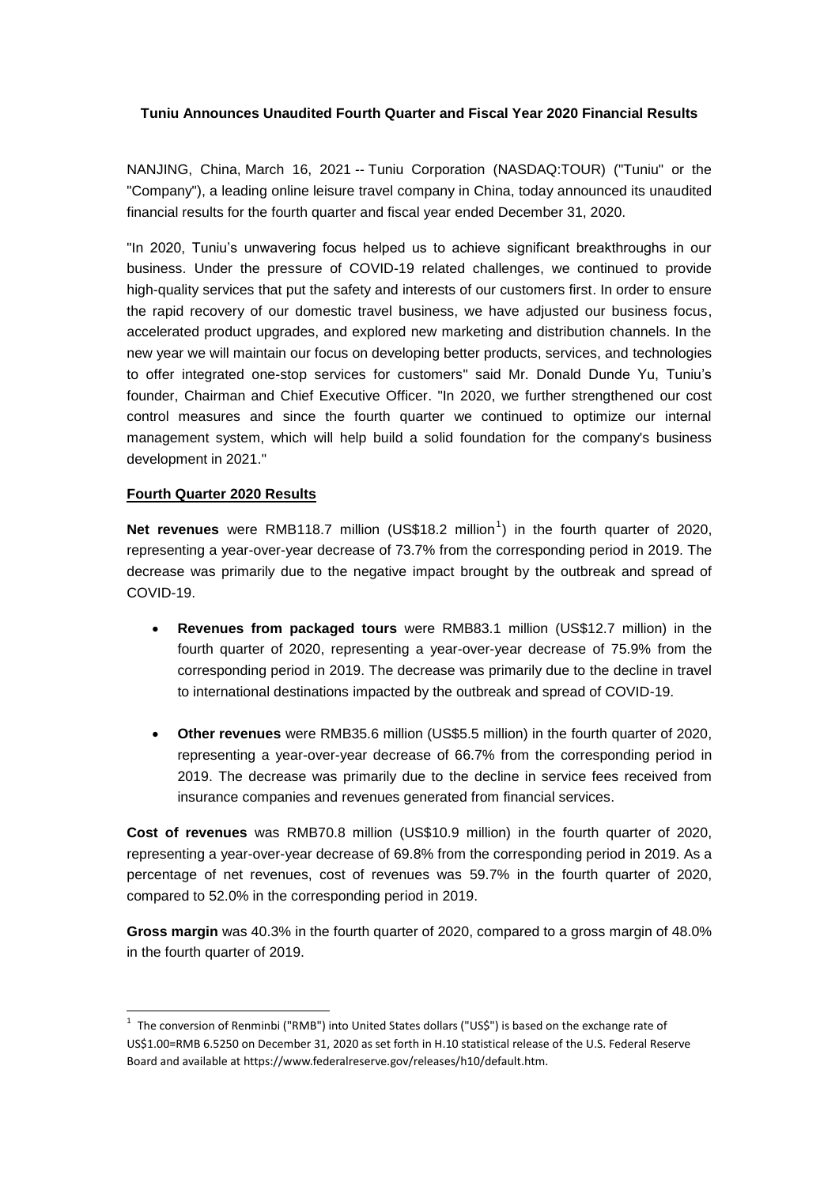**Tuniu Announces Unaudited Fourth Quarter and Fiscal Year 2020 Financial Results**

NANJING, China, March 16, 2021 -- Tuniu Corporation (NASDAQ:TOUR) ("Tuniu" or the "Company"), a leading online leisure travel company in China, today announced its unaudited financial results for the fourth quarter and fiscal year ended December 31, 2020.

"In 2020, Tuniu's unwavering focus helped us to achieve significant breakthroughs in our business. Under the pressure of COVID-19 related challenges, we continued to provide high-quality services that put the safety and interests of our customers first. In order to ensure the rapid recovery of our domestic travel business, we have adjusted our business focus, accelerated product upgrades, and explored new marketing and distribution channels. In the new year we will maintain our focus on developing better products, services, and technologies to offer integrated one-stop services for customers" said Mr. Donald Dunde Yu, Tuniu's founder, Chairman and Chief Executive Officer. "In 2020, we further strengthened our cost control measures and since the fourth quarter we continued to optimize our internal management system, which will help build a solid foundation for the company's business development in 2021."

**Fourth Quarter 2020 Results**

**Net revenues** were RMB118.7 million (US$18.2 million[1]) in the fourth quarter of 2020, representing a year-over-year decrease of 73.7% from the corresponding period in 2019. The decrease was primarily due to the negative impact brought by the outbreak and spread of COVID-19.

- **Revenues from packaged tours** were RMB83.1 million (US$12.7 million) in the fourth quarter of 2020, representing a year-over-year decrease of 75.9% from the corresponding period in 2019. The decrease was primarily due to the decline in travel to international destinations impacted by the outbreak and spread of COVID-19.

- **Other revenues** were RMB35.6 million (US$5.5 million) in the fourth quarter of 2020, representing a year-over-year decrease of 66.7% from the corresponding period in 2019. The decrease was primarily due to the decline in service fees received from insurance companies and revenues generated from financial services.

**Cost of revenues** was RMB70.8 million (US$10.9 million) in the fourth quarter of 2020, representing a year-over-year decrease of 69.8% from the corresponding period in 2019. As a percentage of net revenues, cost of revenues was 59.7% in the fourth quarter of 2020, compared to 52.0% in the corresponding period in 2019.

**Gross margin** was 40.3% in the fourth quarter of 2020, compared to a gross margin of 48.0% in the fourth quarter of 2019.

[1] The conversion of Renminbi ("RMB") into United States dollars ("US$") is based on the exchange rate of US$1.00=RMB 6.5250 on December 31, 2020 as set forth in H.10 statistical release of the U.S. Federal Reserve Board and available at https://www.federalreserve.gov/releases/h10/default.htm.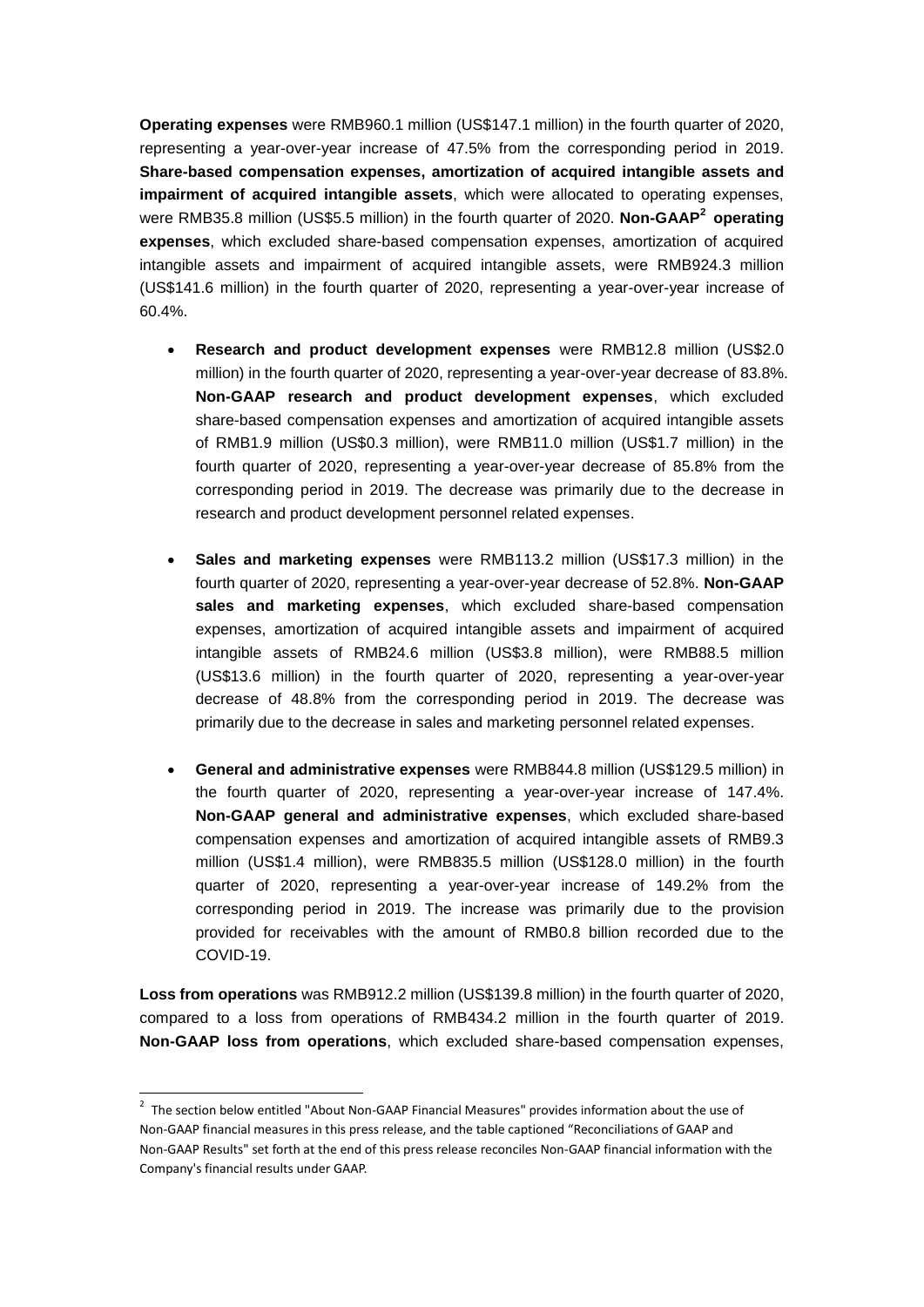**Operating expenses** were RMB960.1 million (US$147.1 million) in the fourth quarter of 2020, representing a year-over-year increase of 47.5% from the corresponding period in 2019. **Share-based compensation expenses, amortization of acquired intangible assets and impairment of acquired intangible assets**, which were allocated to operating expenses, were RMB35.8 million (US$5.5 million) in the fourth quarter of 2020. **Non-GAAP[2] operating expenses**, which excluded share-based compensation expenses, amortization of acquired intangible assets and impairment of acquired intangible assets, were RMB924.3 million (US$141.6 million) in the fourth quarter of 2020, representing a year-over-year increase of 60.4%.

- **Research and product development expenses** were RMB12.8 million (US$2.0 million) in the fourth quarter of 2020, representing a year-over-year decrease of 83.8%. **Non-GAAP research and product development expenses**, which excluded share-based compensation expenses and amortization of acquired intangible assets of RMB1.9 million (US$0.3 million), were RMB11.0 million (US$1.7 million) in the fourth quarter of 2020, representing a year-over-year decrease of 85.8% from the corresponding period in 2019. The decrease was primarily due to the decrease in research and product development personnel related expenses.

- **Sales and marketing expenses** were RMB113.2 million (US$17.3 million) in the fourth quarter of 2020, representing a year-over-year decrease of 52.8%. **Non-GAAP sales and marketing expenses**, which excluded share-based compensation expenses, amortization of acquired intangible assets and impairment of acquired intangible assets of RMB24.6 million (US$3.8 million), were RMB88.5 million (US$13.6 million) in the fourth quarter of 2020, representing a year-over-year decrease of 48.8% from the corresponding period in 2019. The decrease was primarily due to the decrease in sales and marketing personnel related expenses.

- **General and administrative expenses** were RMB844.8 million (US$129.5 million) in the fourth quarter of 2020, representing a year-over-year increase of 147.4%. **Non-GAAP general and administrative expenses**, which excluded share-based compensation expenses and amortization of acquired intangible assets of RMB9.3 million (US$1.4 million), were RMB835.5 million (US$128.0 million) in the fourth quarter of 2020, representing a year-over-year increase of 149.2% from the corresponding period in 2019. The increase was primarily due to the provision provided for receivables with the amount of RMB0.8 billion recorded due to the COVID-19.

**Loss from operations** was RMB912.2 million (US$139.8 million) in the fourth quarter of 2020, compared to a loss from operations of RMB434.2 million in the fourth quarter of 2019. **Non-GAAP loss from operations**, which excluded share-based compensation expenses,

[2] The section below entitled "About Non-GAAP Financial Measures" provides information about the use of Non-GAAP financial measures in this press release, and the table captioned "Reconciliations of GAAP and Non-GAAP Results" set forth at the end of this press release reconciles Non-GAAP financial information with the Company's financial results under GAAP.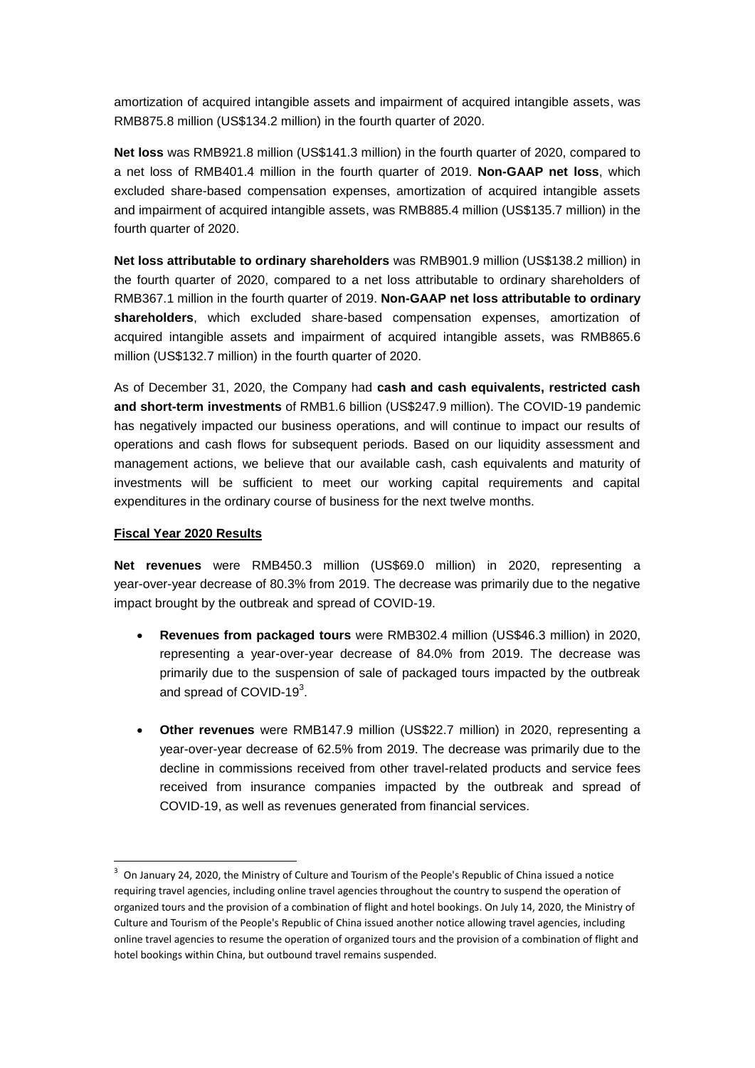amortization of acquired intangible assets and impairment of acquired intangible assets, was RMB875.8 million (US$134.2 million) in the fourth quarter of 2020.

**Net loss** was RMB921.8 million (US$141.3 million) in the fourth quarter of 2020, compared to a net loss of RMB401.4 million in the fourth quarter of 2019. **Non-GAAP net loss**, which excluded share-based compensation expenses, amortization of acquired intangible assets and impairment of acquired intangible assets, was RMB885.4 million (US$135.7 million) in the fourth quarter of 2020.

**Net loss attributable to ordinary shareholders** was RMB901.9 million (US$138.2 million) in the fourth quarter of 2020, compared to a net loss attributable to ordinary shareholders of RMB367.1 million in the fourth quarter of 2019. **Non-GAAP net loss attributable to ordinary shareholders**, which excluded share-based compensation expenses, amortization of acquired intangible assets and impairment of acquired intangible assets, was RMB865.6 million (US$132.7 million) in the fourth quarter of 2020.

As of December 31, 2020, the Company had **cash and cash equivalents, restricted cash and short-term investments** of RMB1.6 billion (US$247.9 million). The COVID-19 pandemic has negatively impacted our business operations, and will continue to impact our results of operations and cash flows for subsequent periods. Based on our liquidity assessment and management actions, we believe that our available cash, cash equivalents and maturity of investments will be sufficient to meet our working capital requirements and capital expenditures in the ordinary course of business for the next twelve months.

**Fiscal Year 2020 Results**

**Net revenues** were RMB450.3 million (US$69.0 million) in 2020, representing a year-over-year decrease of 80.3% from 2019. The decrease was primarily due to the negative impact brought by the outbreak and spread of COVID-19.

- **Revenues from packaged tours** were RMB302.4 million (US$46.3 million) in 2020, representing a year-over-year decrease of 84.0% from 2019. The decrease was primarily due to the suspension of sale of packaged tours impacted by the outbreak and spread of COVID-19[3].

- **Other revenues** were RMB147.9 million (US$22.7 million) in 2020, representing a year-over-year decrease of 62.5% from 2019. The decrease was primarily due to the decline in commissions received from other travel-related products and service fees received from insurance companies impacted by the outbreak and spread of COVID-19, as well as revenues generated from financial services.

[3] On January 24, 2020, the Ministry of Culture and Tourism of the People's Republic of China issued a notice requiring travel agencies, including online travel agencies throughout the country to suspend the operation of organized tours and the provision of a combination of flight and hotel bookings. On July 14, 2020, the Ministry of Culture and Tourism of the People's Republic of China issued another notice allowing travel agencies, including online travel agencies to resume the operation of organized tours and the provision of a combination of flight and hotel bookings within China, but outbound travel remains suspended.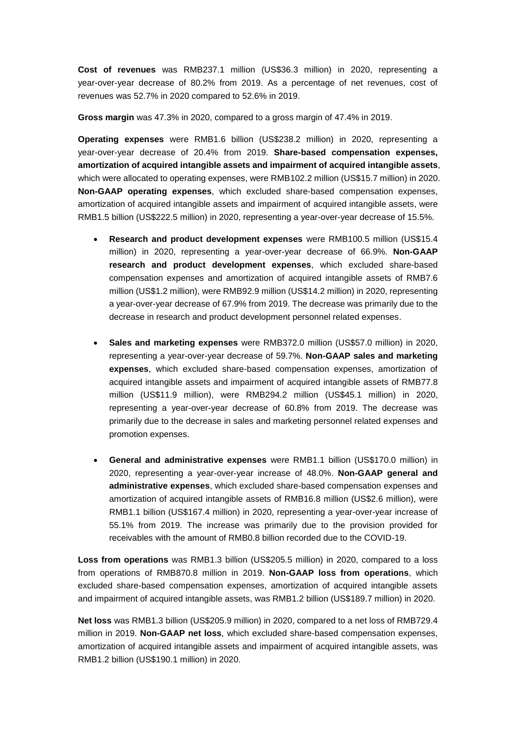**Cost of revenues** was RMB237.1 million (US$36.3 million) in 2020, representing a year-over-year decrease of 80.2% from 2019. As a percentage of net revenues, cost of revenues was 52.7% in 2020 compared to 52.6% in 2019.

**Gross margin** was 47.3% in 2020, compared to a gross margin of 47.4% in 2019.

**Operating expenses** were RMB1.6 billion (US$238.2 million) in 2020, representing a year-over-year decrease of 20.4% from 2019. **Share-based compensation expenses, amortization of acquired intangible assets and impairment of acquired intangible assets**, which were allocated to operating expenses, were RMB102.2 million (US$15.7 million) in 2020. **Non-GAAP operating expenses**, which excluded share-based compensation expenses, amortization of acquired intangible assets and impairment of acquired intangible assets, were RMB1.5 billion (US$222.5 million) in 2020, representing a year-over-year decrease of 15.5%.

- **Research and product development expenses** were RMB100.5 million (US$15.4 million) in 2020, representing a year-over-year decrease of 66.9%. **Non-GAAP research and product development expenses**, which excluded share-based compensation expenses and amortization of acquired intangible assets of RMB7.6 million (US$1.2 million), were RMB92.9 million (US$14.2 million) in 2020, representing a year-over-year decrease of 67.9% from 2019. The decrease was primarily due to the decrease in research and product development personnel related expenses.

- **Sales and marketing expenses** were RMB372.0 million (US$57.0 million) in 2020, representing a year-over-year decrease of 59.7%. **Non-GAAP sales and marketing expenses**, which excluded share-based compensation expenses, amortization of acquired intangible assets and impairment of acquired intangible assets of RMB77.8 million (US$11.9 million), were RMB294.2 million (US$45.1 million) in 2020, representing a year-over-year decrease of 60.8% from 2019. The decrease was primarily due to the decrease in sales and marketing personnel related expenses and promotion expenses.

- **General and administrative expenses** were RMB1.1 billion (US$170.0 million) in 2020, representing a year-over-year increase of 48.0%. **Non-GAAP general and administrative expenses**, which excluded share-based compensation expenses and amortization of acquired intangible assets of RMB16.8 million (US$2.6 million), were RMB1.1 billion (US$167.4 million) in 2020, representing a year-over-year increase of 55.1% from 2019. The increase was primarily due to the provision provided for receivables with the amount of RMB0.8 billion recorded due to the COVID-19.

**Loss from operations** was RMB1.3 billion (US$205.5 million) in 2020, compared to a loss from operations of RMB870.8 million in 2019. **Non-GAAP loss from operations**, which excluded share-based compensation expenses, amortization of acquired intangible assets and impairment of acquired intangible assets, was RMB1.2 billion (US$189.7 million) in 2020.

**Net loss** was RMB1.3 billion (US$205.9 million) in 2020, compared to a net loss of RMB729.4 million in 2019. **Non-GAAP net loss**, which excluded share-based compensation expenses, amortization of acquired intangible assets and impairment of acquired intangible assets, was RMB1.2 billion (US$190.1 million) in 2020.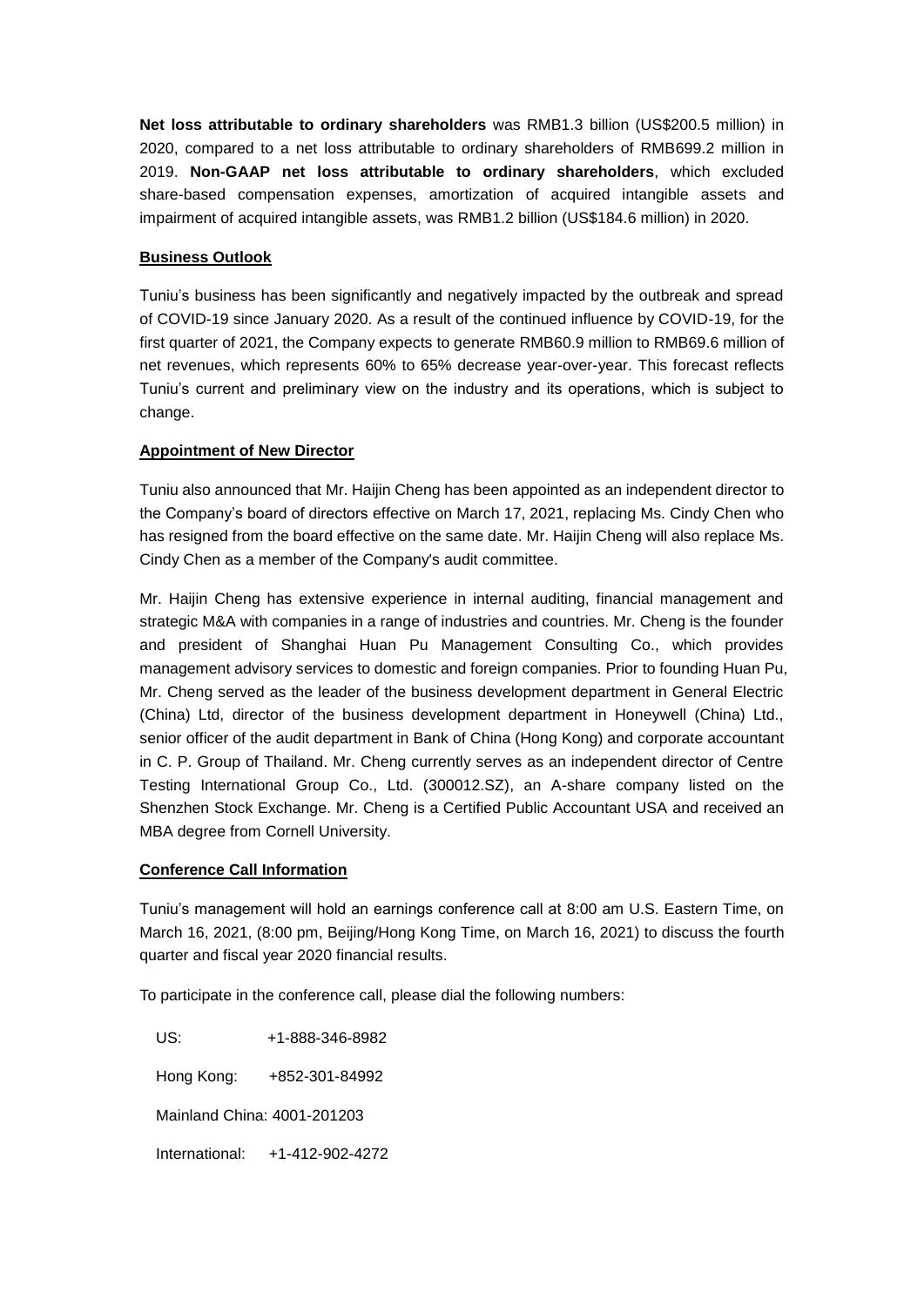**Net loss attributable to ordinary shareholders** was RMB1.3 billion (US$200.5 million) in 2020, compared to a net loss attributable to ordinary shareholders of RMB699.2 million in 2019. **Non-GAAP net loss attributable to ordinary shareholders**, which excluded share-based compensation expenses, amortization of acquired intangible assets and impairment of acquired intangible assets, was RMB1.2 billion (US$184.6 million) in 2020.

**Business Outlook**

Tuniu's business has been significantly and negatively impacted by the outbreak and spread of COVID-19 since January 2020. As a result of the continued influence by COVID-19, for the first quarter of 2021, the Company expects to generate RMB60.9 million to RMB69.6 million of net revenues, which represents 60% to 65% decrease year-over-year. This forecast reflects Tuniu's current and preliminary view on the industry and its operations, which is subject to change.

**Appointment of New Director**

Tuniu also announced that Mr. Haijin Cheng has been appointed as an independent director to the Company's board of directors effective on March 17, 2021, replacing Ms. Cindy Chen who has resigned from the board effective on the same date. Mr. Haijin Cheng will also replace Ms. Cindy Chen as a member of the Company's audit committee.

Mr. Haijin Cheng has extensive experience in internal auditing, financial management and strategic M&A with companies in a range of industries and countries. Mr. Cheng is the founder and president of Shanghai Huan Pu Management Consulting Co., which provides management advisory services to domestic and foreign companies. Prior to founding Huan Pu, Mr. Cheng served as the leader of the business development department in General Electric (China) Ltd, director of the business development department in Honeywell (China) Ltd., senior officer of the audit department in Bank of China (Hong Kong) and corporate accountant in C. P. Group of Thailand. Mr. Cheng currently serves as an independent director of Centre Testing International Group Co., Ltd. (300012.SZ), an A-share company listed on the Shenzhen Stock Exchange. Mr. Cheng is a Certified Public Accountant USA and received an MBA degree from Cornell University.

**Conference Call Information**

Tuniu's management will hold an earnings conference call at 8:00 am U.S. Eastern Time, on March 16, 2021, (8:00 pm, Beijing/Hong Kong Time, on March 16, 2021) to discuss the fourth quarter and fiscal year 2020 financial results.

To participate in the conference call, please dial the following numbers:

US: +1-888-346-8982

Hong Kong: +852-301-84992

Mainland China: 4001-201203

International: +1-412-902-4272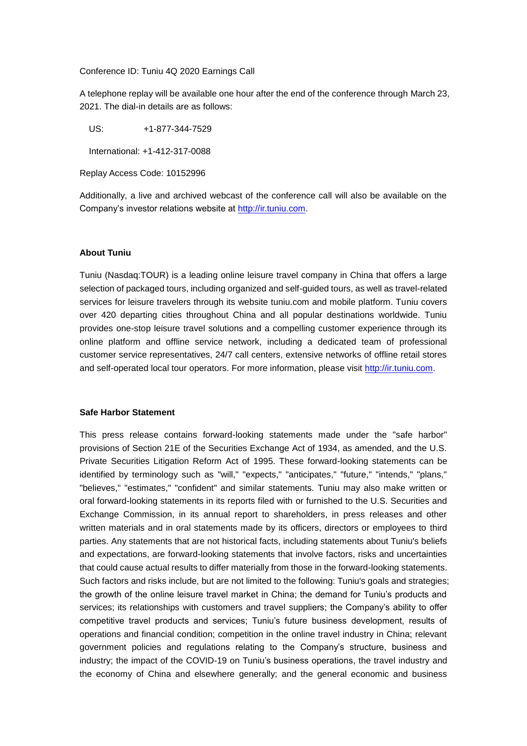Conference ID: Tuniu 4Q 2020 Earnings Call

A telephone replay will be available one hour after the end of the conference through March 23, 2021. The dial-in details are as follows:

US: +1-877-344-7529

International: +1-412-317-0088

Replay Access Code: 10152996

Additionally, a live and archived webcast of the conference call will also be available on the Company's investor relations website at http://ir.tuniu.com.

**About Tuniu**

Tuniu (Nasdaq:TOUR) is a leading online leisure travel company in China that offers a large selection of packaged tours, including organized and self-guided tours, as well as travel-related services for leisure travelers through its website tuniu.com and mobile platform. Tuniu covers over 420 departing cities throughout China and all popular destinations worldwide. Tuniu provides one-stop leisure travel solutions and a compelling customer experience through its online platform and offline service network, including a dedicated team of professional customer service representatives, 24/7 call centers, extensive networks of offline retail stores and self-operated local tour operators. For more information, please visit http://ir.tuniu.com.

**Safe Harbor Statement**

This press release contains forward-looking statements made under the "safe harbor" provisions of Section 21E of the Securities Exchange Act of 1934, as amended, and the U.S. Private Securities Litigation Reform Act of 1995. These forward-looking statements can be identified by terminology such as "will," "expects," "anticipates," "future," "intends," "plans," "believes," "estimates," "confident" and similar statements. Tuniu may also make written or oral forward-looking statements in its reports filed with or furnished to the U.S. Securities and Exchange Commission, in its annual report to shareholders, in press releases and other written materials and in oral statements made by its officers, directors or employees to third parties. Any statements that are not historical facts, including statements about Tuniu's beliefs and expectations, are forward-looking statements that involve factors, risks and uncertainties that could cause actual results to differ materially from those in the forward-looking statements. Such factors and risks include, but are not limited to the following: Tuniu's goals and strategies; the growth of the online leisure travel market in China; the demand for Tuniu's products and services; its relationships with customers and travel suppliers; the Company's ability to offer competitive travel products and services; Tuniu's future business development, results of operations and financial condition; competition in the online travel industry in China; relevant government policies and regulations relating to the Company's structure, business and industry; the impact of the COVID-19 on Tuniu's business operations, the travel industry and the economy of China and elsewhere generally; and the general economic and business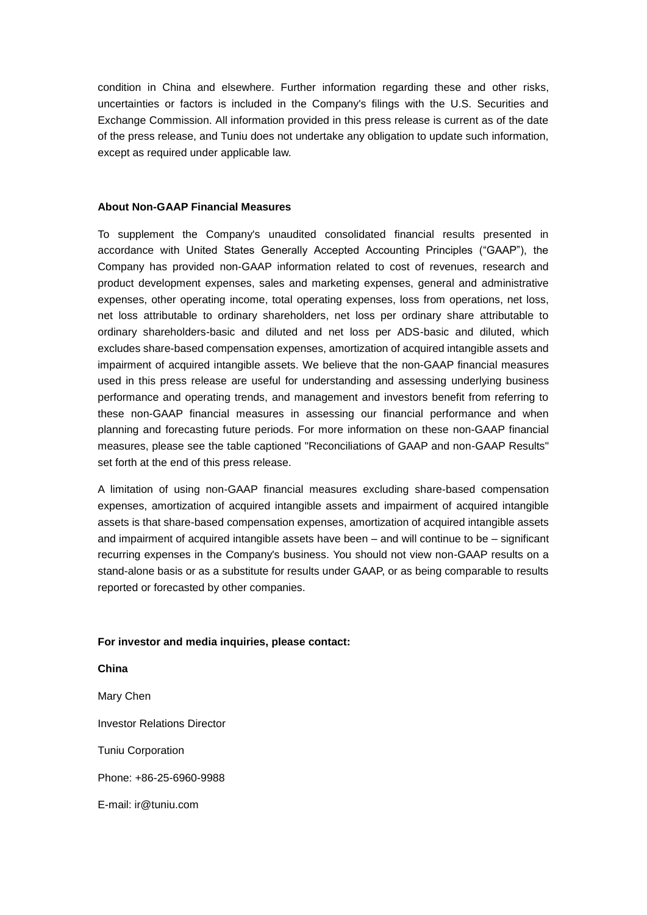condition in China and elsewhere. Further information regarding these and other risks, uncertainties or factors is included in the Company's filings with the U.S. Securities and Exchange Commission. All information provided in this press release is current as of the date of the press release, and Tuniu does not undertake any obligation to update such information, except as required under applicable law.

**About Non-GAAP Financial Measures**

To supplement the Company's unaudited consolidated financial results presented in accordance with United States Generally Accepted Accounting Principles ("GAAP"), the Company has provided non-GAAP information related to cost of revenues, research and product development expenses, sales and marketing expenses, general and administrative expenses, other operating income, total operating expenses, loss from operations, net loss, net loss attributable to ordinary shareholders, net loss per ordinary share attributable to ordinary shareholders-basic and diluted and net loss per ADS-basic and diluted, which excludes share-based compensation expenses, amortization of acquired intangible assets and impairment of acquired intangible assets. We believe that the non-GAAP financial measures used in this press release are useful for understanding and assessing underlying business performance and operating trends, and management and investors benefit from referring to these non-GAAP financial measures in assessing our financial performance and when planning and forecasting future periods. For more information on these non-GAAP financial measures, please see the table captioned "Reconciliations of GAAP and non-GAAP Results" set forth at the end of this press release.

A limitation of using non-GAAP financial measures excluding share-based compensation expenses, amortization of acquired intangible assets and impairment of acquired intangible assets is that share-based compensation expenses, amortization of acquired intangible assets and impairment of acquired intangible assets have been – and will continue to be – significant recurring expenses in the Company's business. You should not view non-GAAP results on a stand-alone basis or as a substitute for results under GAAP, or as being comparable to results reported or forecasted by other companies.

**For investor and media inquiries, please contact:**

**China**

Mary Chen

Investor Relations Director

Tuniu Corporation

Phone: +86-25-6960-9988

E-mail: ir@tuniu.com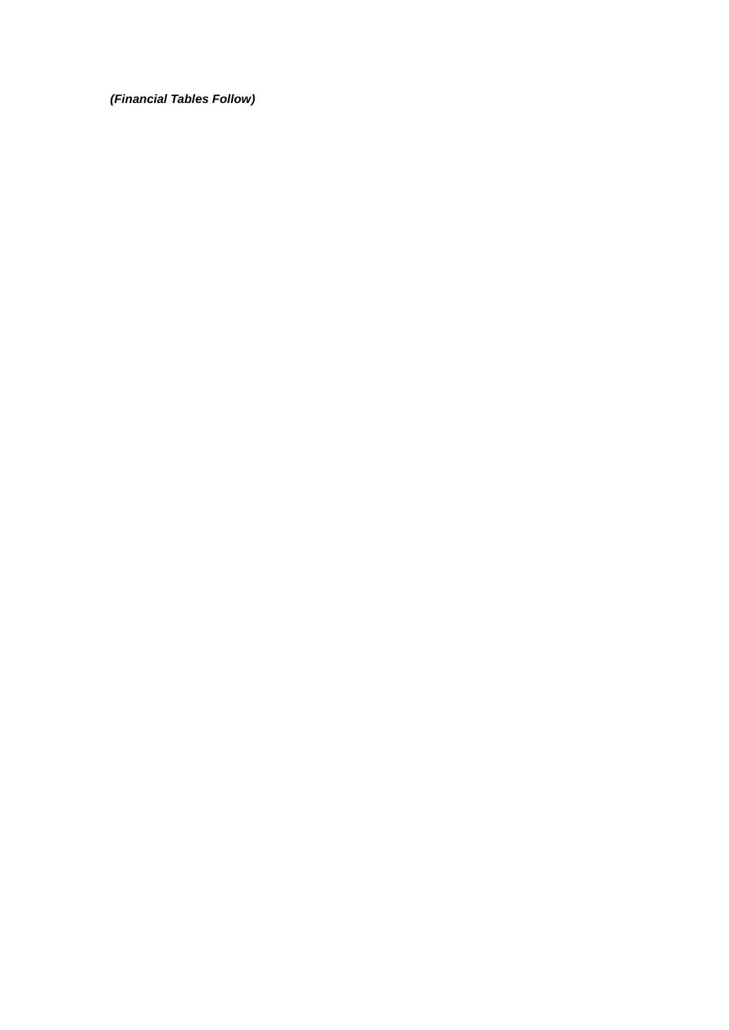***(Financial Tables Follow)***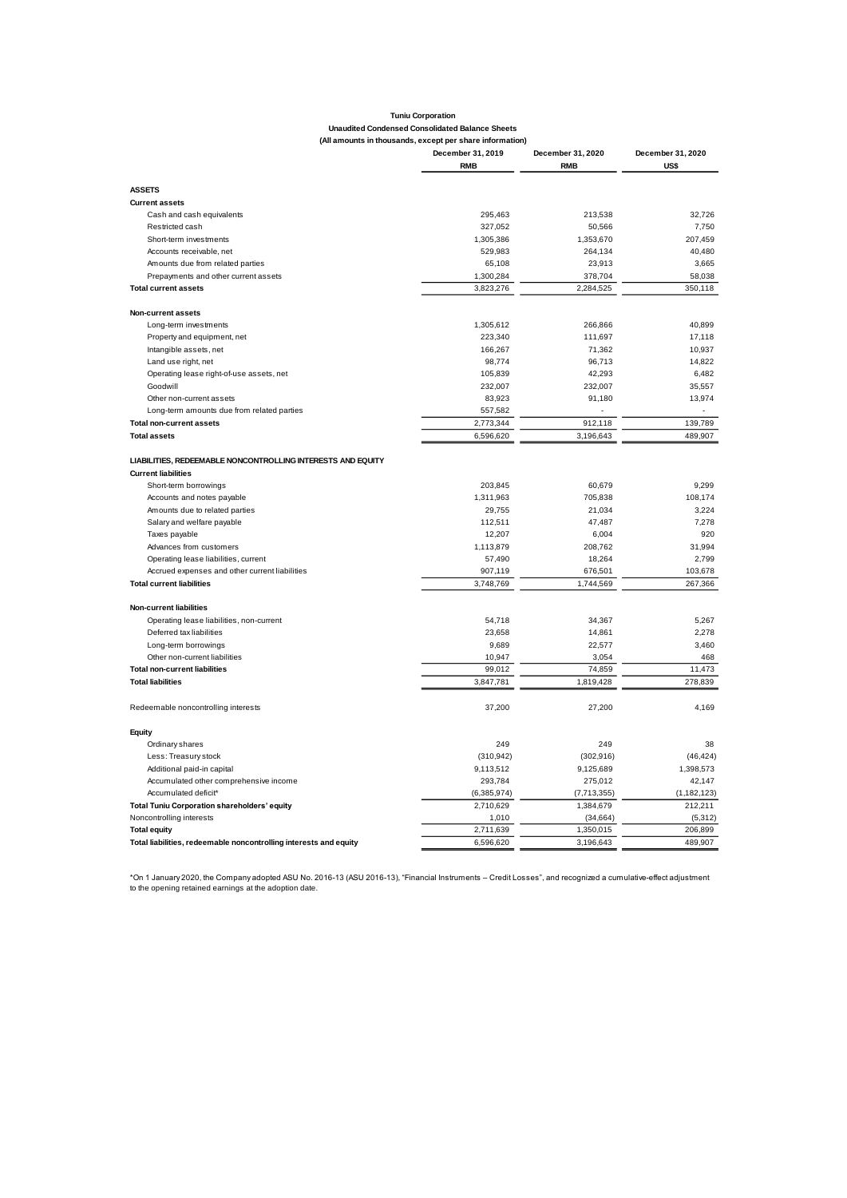**Tuniu Corporation**

**Unaudited Condensed Consolidated Balance Sheets**

**(All amounts in thousands, except per share information)**

| | December 31, 2019 | December 31, 2020 | December 31, 2020 |
|---|---|---|---|
| | RMB | RMB | US$ |
| **ASSETS** | | | |
| **Current assets** | | | |
| Cash and cash equivalents | 295,463 | 213,538 | 32,726 |
| Restricted cash | 327,052 | 50,566 | 7,750 |
| Short-term investments | 1,305,386 | 1,353,670 | 207,459 |
| Accounts receivable, net | 529,983 | 264,134 | 40,480 |
| Amounts due from related parties | 65,108 | 23,913 | 3,665 |
| Prepayments and other current assets | 1,300,284 | 378,704 | 58,038 |
| **Total current assets** | 3,823,276 | 2,284,525 | 350,118 |
| **Non-current assets** | | | |
| Long-term investments | 1,305,612 | 266,866 | 40,899 |
| Property and equipment, net | 223,340 | 111,697 | 17,118 |
| Intangible assets, net | 166,267 | 71,362 | 10,937 |
| Land use right, net | 98,774 | 96,713 | 14,822 |
| Operating lease right-of-use assets, net | 105,839 | 42,293 | 6,482 |
| Goodwill | 232,007 | 232,007 | 35,557 |
| Other non-current assets | 83,923 | 91,180 | 13,974 |
| Long-term amounts due from related parties | 557,582 | - | - |
| **Total non-current assets** | 2,773,344 | 912,118 | 139,789 |
| **Total assets** | 6,596,620 | 3,196,643 | 489,907 |
| **LIABILITIES, REDEEMABLE NONCONTROLLING INTERESTS AND EQUITY** | | | |
| **Current liabilities** | | | |
| Short-term borrowings | 203,845 | 60,679 | 9,299 |
| Accounts and notes payable | 1,311,963 | 705,838 | 108,174 |
| Amounts due to related parties | 29,755 | 21,034 | 3,224 |
| Salary and welfare payable | 112,511 | 47,487 | 7,278 |
| Taxes payable | 12,207 | 6,004 | 920 |
| Advances from customers | 1,113,879 | 208,762 | 31,994 |
| Operating lease liabilities, current | 57,490 | 18,264 | 2,799 |
| Accrued expenses and other current liabilities | 907,119 | 676,501 | 103,678 |
| **Total current liabilities** | 3,748,769 | 1,744,569 | 267,366 |
| **Non-current liabilities** | | | |
| Operating lease liabilities, non-current | 54,718 | 34,367 | 5,267 |
| Deferred tax liabilities | 23,658 | 14,861 | 2,278 |
| Long-term borrowings | 9,689 | 22,577 | 3,460 |
| Other non-current liabilities | 10,947 | 3,054 | 468 |
| **Total non-current liabilities** | 99,012 | 74,859 | 11,473 |
| **Total liabilities** | 3,847,781 | 1,819,428 | 278,839 |
| Redeemable noncontrolling interests | 37,200 | 27,200 | 4,169 |
| **Equity** | | | |
| Ordinary shares | 249 | 249 | 38 |
| Less: Treasury stock | (310,942) | (302,916) | (46,424) |
| Additional paid-in capital | 9,113,512 | 9,125,689 | 1,398,573 |
| Accumulated other comprehensive income | 293,784 | 275,012 | 42,147 |
| Accumulated deficit* | (6,385,974) | (7,713,355) | (1,182,123) |
| **Total Tuniu Corporation shareholders' equity** | 2,710,629 | 1,384,679 | 212,211 |
| Noncontrolling interests | 1,010 | (34,664) | (5,312) |
| **Total equity** | 2,711,639 | 1,350,015 | 206,899 |
| **Total liabilities, redeemable noncontrolling interests and equity** | 6,596,620 | 3,196,643 | 489,907 |

*On 1 January 2020, the Company adopted ASU No. 2016-13 (ASU 2016-13), "Financial Instruments – Credit Losses", and recognized a cumulative-effect adjustment to the opening retained earnings at the adoption date.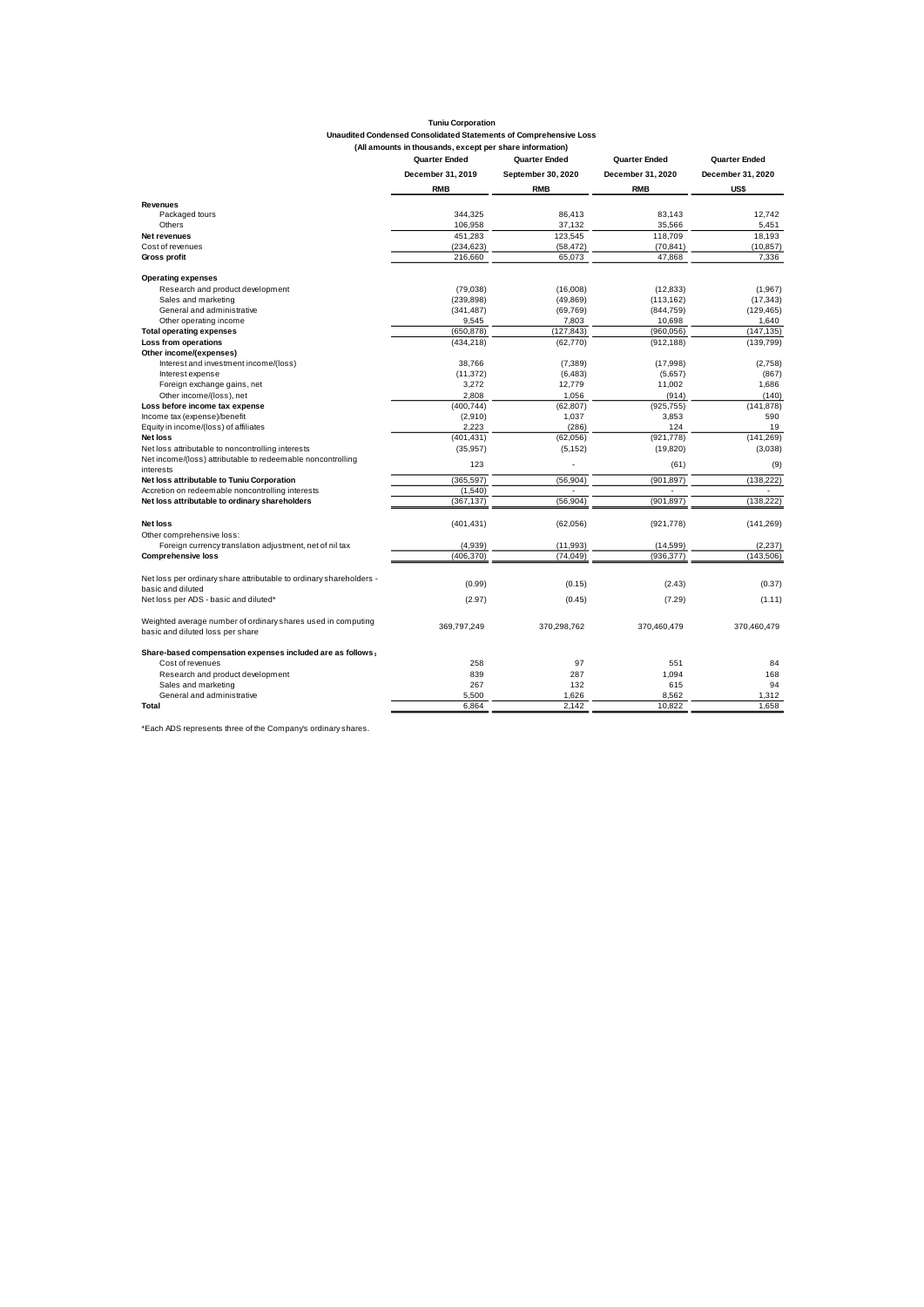**Tuniu Corporation**

**Unaudited Condensed Consolidated Statements of Comprehensive Loss**

**(All amounts in thousands, except per share information)**

| | Quarter Ended | Quarter Ended | Quarter Ended | Quarter Ended |
|---|---|---|---|---|
| | December 31, 2019 | September 30, 2020 | December 31, 2020 | December 31, 2020 |
| | RMB | RMB | RMB | US$ |
| **Revenues** | | | | |
| Packaged tours | 344,325 | 86,413 | 83,143 | 12,742 |
| Others | 106,958 | 37,132 | 35,566 | 5,451 |
| **Net revenues** | 451,283 | 123,545 | 118,709 | 18,193 |
| Cost of revenues | (234,623) | (58,472) | (70,841) | (10,857) |
| **Gross profit** | 216,660 | 65,073 | 47,868 | 7,336 |
| **Operating expenses** | | | | |
| Research and product development | (79,038) | (16,008) | (12,833) | (1,967) |
| Sales and marketing | (239,898) | (49,869) | (113,162) | (17,343) |
| General and administrative | (341,487) | (69,769) | (844,759) | (129,465) |
| Other operating income | 9,545 | 7,803 | 10,698 | 1,640 |
| **Total operating expenses** | (650,878) | (127,843) | (960,056) | (147,135) |
| **Loss from operations** | (434,218) | (62,770) | (912,188) | (139,799) |
| **Other income/(expenses)** | | | | |
| Interest and investment income/(loss) | 38,766 | (7,389) | (17,998) | (2,758) |
| Interest expense | (11,372) | (6,483) | (5,657) | (867) |
| Foreign exchange gains, net | 3,272 | 12,779 | 11,002 | 1,686 |
| Other income/(loss), net | 2,808 | 1,056 | (914) | (140) |
| **Loss before income tax expense** | (400,744) | (62,807) | (925,755) | (141,878) |
| Income tax (expense)/benefit | (2,910) | 1,037 | 3,853 | 590 |
| Equity in income/(loss) of affiliates | 2,223 | (286) | 124 | 19 |
| **Net loss** | (401,431) | (62,056) | (921,778) | (141,269) |
| Net loss attributable to noncontrolling interests | (35,957) | (5,152) | (19,820) | (3,038) |
| Net income/(loss) attributable to redeemable noncontrolling interests | 123 | - | (61) | (9) |
| **Net loss attributable to Tuniu Corporation** | (365,597) | (56,904) | (901,897) | (138,222) |
| Accretion on redeemable noncontrolling interests | (1,540) | - | - | - |
| **Net loss attributable to ordinary shareholders** | (367,137) | (56,904) | (901,897) | (138,222) |
| | | | | |
| **Net loss** | (401,431) | (62,056) | (921,778) | (141,269) |
| Other comprehensive loss: | | | | |
| Foreign currency translation adjustment, net of nil tax | (4,939) | (11,993) | (14,599) | (2,237) |
| **Comprehensive loss** | (406,370) | (74,049) | (936,377) | (143,506) |
| | | | | |
| Net loss per ordinary share attributable to ordinary shareholders - basic and diluted | (0.99) | (0.15) | (2.43) | (0.37) |
| Net loss per ADS - basic and diluted* | (2.97) | (0.45) | (7.29) | (1.11) |
| | | | | |
| Weighted average number of ordinary shares used in computing basic and diluted loss per share | 369,797,249 | 370,298,762 | 370,460,479 | 370,460,479 |
| | | | | |
| **Share-based compensation expenses included are as follows:** | | | | |
| Cost of revenues | 258 | 97 | 551 | 84 |
| Research and product development | 839 | 287 | 1,094 | 168 |
| Sales and marketing | 267 | 132 | 615 | 94 |
| General and administrative | 5,500 | 1,626 | 8,562 | 1,312 |
| **Total** | 6,864 | 2,142 | 10,822 | 1,658 |

*Each ADS represents three of the Company's ordinary shares.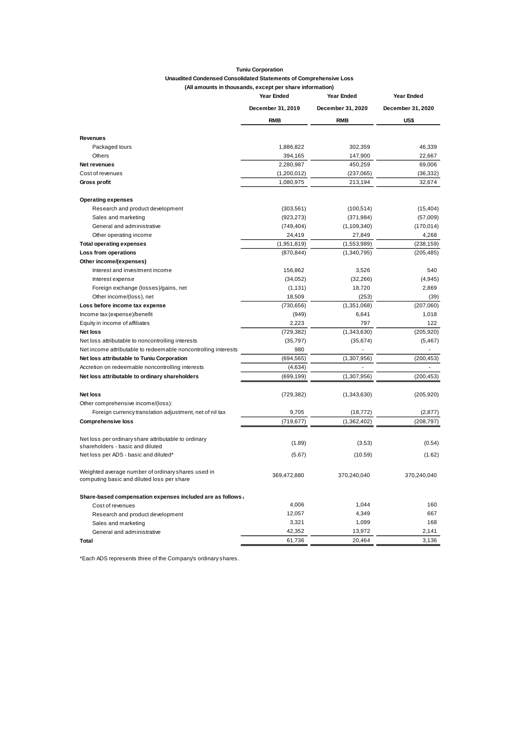**Tuniu Corporation**

**Unaudited Condensed Consolidated Statements of Comprehensive Loss**

**(All amounts in thousands, except per share information)**

| | Year Ended December 31, 2019 | Year Ended December 31, 2020 | Year Ended December 31, 2020 |
|---|---|---|---|
| | RMB | RMB | US$ |
| **Revenues** | | | |
| Packaged tours | 1,886,822 | 302,359 | 46,339 |
| Others | 394,165 | 147,900 | 22,667 |
| **Net revenues** | 2,280,987 | 450,259 | 69,006 |
| Cost of revenues | (1,200,012) | (237,065) | (36,332) |
| **Gross profit** | 1,080,975 | 213,194 | 32,674 |
| **Operating expenses** | | | |
| Research and product development | (303,561) | (100,514) | (15,404) |
| Sales and marketing | (923,273) | (371,984) | (57,009) |
| General and administrative | (749,404) | (1,109,340) | (170,014) |
| Other operating income | 24,419 | 27,849 | 4,268 |
| **Total operating expenses** | (1,951,819) | (1,553,989) | (238,159) |
| **Loss from operations** | (870,844) | (1,340,795) | (205,485) |
| **Other income/(expenses)** | | | |
| Interest and investment income | 156,862 | 3,526 | 540 |
| Interest expense | (34,052) | (32,266) | (4,945) |
| Foreign exchange (losses)/gains, net | (1,131) | 18,720 | 2,869 |
| Other income/(loss), net | 18,509 | (253) | (39) |
| **Loss before income tax expense** | (730,656) | (1,351,068) | (207,060) |
| Income tax (expense)/benefit | (949) | 6,641 | 1,018 |
| Equity in income of affiliates | 2,223 | 797 | 122 |
| **Net loss** | (729,382) | (1,343,630) | (205,920) |
| Net loss attributable to noncontrolling interests | (35,797) | (35,674) | (5,467) |
| Net income attributable to redeemable noncontrolling interests | 980 | - | - |
| **Net loss attributable to Tuniu Corporation** | (694,565) | (1,307,956) | (200,453) |
| Accretion on redeemable noncontrolling interests | (4,634) | - | - |
| **Net loss attributable to ordinary shareholders** | (699,199) | (1,307,956) | (200,453) |
| **Net loss** | (729,382) | (1,343,630) | (205,920) |
| Other comprehensive income/(loss): | | | |
| Foreign currency translation adjustment, net of nil tax | 9,705 | (18,772) | (2,877) |
| **Comprehensive loss** | (719,677) | (1,362,402) | (208,797) |
| Net loss per ordinary share attributable to ordinary shareholders - basic and diluted | (1.89) | (3.53) | (0.54) |
| Net loss per ADS - basic and diluted* | (5.67) | (10.59) | (1.62) |
| Weighted average number of ordinary shares used in computing basic and diluted loss per share | 369,472,880 | 370,240,040 | 370,240,040 |
| **Share-based compensation expenses included are as follows：** | | | |
| Cost of revenues | 4,006 | 1,044 | 160 |
| Research and product development | 12,057 | 4,349 | 667 |
| Sales and marketing | 3,321 | 1,099 | 168 |
| General and administrative | 42,352 | 13,972 | 2,141 |
| **Total** | 61,736 | 20,464 | 3,136 |

*Each ADS represents three of the Company's ordinary shares.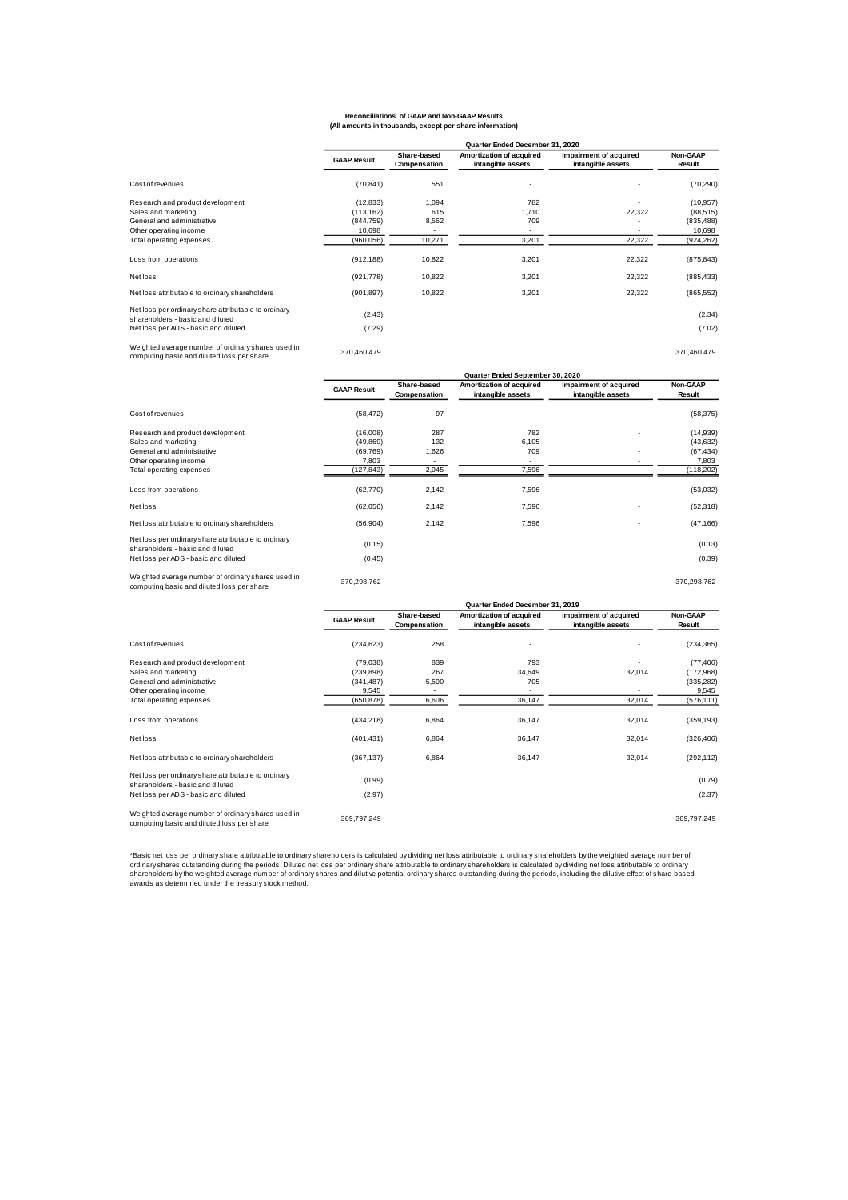**Reconciliations of GAAP and Non-GAAP Results**
**(All amounts in thousands, except per share information)**

| | Quarter Ended December 31, 2020 | | | | |
|---|---|---|---|---|---|
| | GAAP Result | Share-based Compensation | Amortization of acquired intangible assets | Impairment of acquired intangible assets | Non-GAAP Result |
| Cost of revenues | (70,841) | 551 | - | - | (70,290) |
| Research and product development | (12,833) | 1,094 | 782 | - | (10,957) |
| Sales and marketing | (113,162) | 615 | 1,710 | 22,322 | (88,515) |
| General and administrative | (844,759) | 8,562 | 709 | - | (835,488) |
| Other operating income | 10,698 | - | - | - | 10,698 |
| Total operating expenses | (960,056) | 10,271 | 3,201 | 22,322 | (924,262) |
| Loss from operations | (912,188) | 10,822 | 3,201 | 22,322 | (875,843) |
| Net loss | (921,778) | 10,822 | 3,201 | 22,322 | (885,433) |
| Net loss attributable to ordinary shareholders | (901,897) | 10,822 | 3,201 | 22,322 | (865,552) |
| Net loss per ordinary share attributable to ordinary shareholders - basic and diluted | (2.43) | | | | (2.34) |
| Net loss per ADS - basic and diluted | (7.29) | | | | (7.02) |
| Weighted average number of ordinary shares used in computing basic and diluted loss per share | 370,460,479 | | | | 370,460,479 |

| | Quarter Ended September 30, 2020 | | | | |
|---|---|---|---|---|---|
| | GAAP Result | Share-based Compensation | Amortization of acquired intangible assets | Impairment of acquired intangible assets | Non-GAAP Result |
| Cost of revenues | (58,472) | 97 | - | - | (58,375) |
| Research and product development | (16,008) | 287 | 782 | - | (14,939) |
| Sales and marketing | (49,869) | 132 | 6,105 | - | (43,632) |
| General and administrative | (69,769) | 1,626 | 709 | - | (67,434) |
| Other operating income | 7,803 | - | - | - | 7,803 |
| Total operating expenses | (127,843) | 2,045 | 7,596 | | (118,202) |
| Loss from operations | (62,770) | 2,142 | 7,596 | - | (53,032) |
| Net loss | (62,056) | 2,142 | 7,596 | - | (52,318) |
| Net loss attributable to ordinary shareholders | (56,904) | 2,142 | 7,596 | - | (47,166) |
| Net loss per ordinary share attributable to ordinary shareholders - basic and diluted | (0.15) | | | | (0.13) |
| Net loss per ADS - basic and diluted | (0.45) | | | | (0.39) |
| Weighted average number of ordinary shares used in computing basic and diluted loss per share | 370,298,762 | | | | 370,298,762 |

| | Quarter Ended December 31, 2019 | | | | |
|---|---|---|---|---|---|
| | GAAP Result | Share-based Compensation | Amortization of acquired intangible assets | Impairment of acquired intangible assets | Non-GAAP Result |
| Cost of revenues | (234,623) | 258 | - | - | (234,365) |
| Research and product development | (79,038) | 839 | 793 | - | (77,406) |
| Sales and marketing | (239,898) | 267 | 34,649 | 32,014 | (172,968) |
| General and administrative | (341,487) | 5,500 | 705 | - | (335,282) |
| Other operating income | 9,545 | - | - | - | 9,545 |
| Total operating expenses | (650,878) | 6,606 | 36,147 | 32,014 | (576,111) |
| Loss from operations | (434,218) | 6,864 | 36,147 | 32,014 | (359,193) |
| Net loss | (401,431) | 6,864 | 36,147 | 32,014 | (326,406) |
| Net loss attributable to ordinary shareholders | (367,137) | 6,864 | 36,147 | 32,014 | (292,112) |
| Net loss per ordinary share attributable to ordinary shareholders - basic and diluted | (0.99) | | | | (0.79) |
| Net loss per ADS - basic and diluted | (2.97) | | | | (2.37) |
| Weighted average number of ordinary shares used in computing basic and diluted loss per share | 369,797,249 | | | | 369,797,249 |

*Basic net loss per ordinary share attributable to ordinary shareholders is calculated by dividing net loss attributable to ordinary shareholders by the weighted average number of ordinary shares outstanding during the periods. Diluted net loss per ordinary share attributable to ordinary shareholders is calculated by dividing net loss attributable to ordinary shareholders by the weighted average number of ordinary shares and dilutive potential ordinary shares outstanding during the periods, including the dilutive effect of share-based awards as determined under the treasury stock method.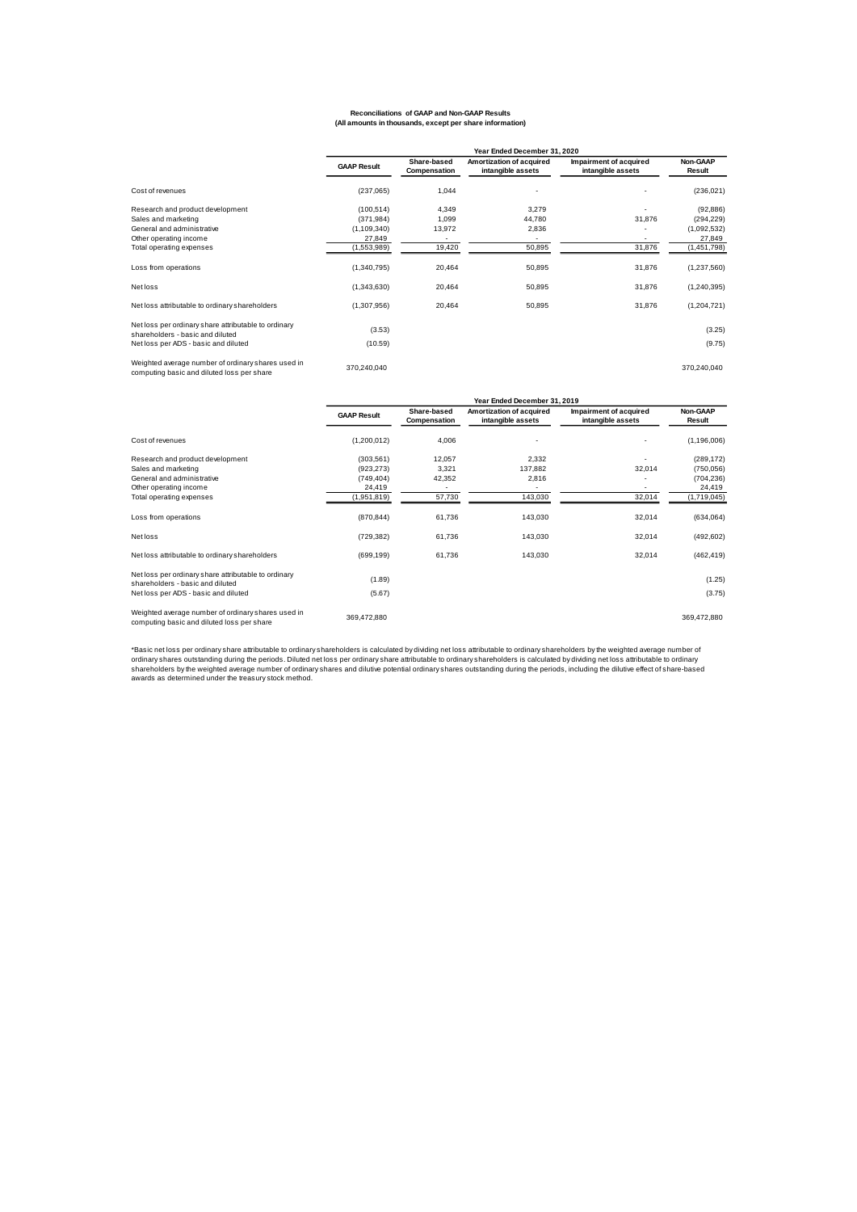**Reconciliations of GAAP and Non-GAAP Results**
**(All amounts in thousands, except per share information)**

| | Year Ended December 31, 2020 | | | | |
|---|---|---|---|---|---|
| | GAAP Result | Share-based Compensation | Amortization of acquired intangible assets | Impairment of acquired intangible assets | Non-GAAP Result |
| Cost of revenues | (237,065) | 1,044 | - | - | (236,021) |
| Research and product development | (100,514) | 4,349 | 3,279 | - | (92,886) |
| Sales and marketing | (371,984) | 1,099 | 44,780 | 31,876 | (294,229) |
| General and administrative | (1,109,340) | 13,972 | 2,836 | - | (1,092,532) |
| Other operating income | 27,849 | - | - | - | 27,849 |
| Total operating expenses | (1,553,989) | 19,420 | 50,895 | 31,876 | (1,451,798) |
| Loss from operations | (1,340,795) | 20,464 | 50,895 | 31,876 | (1,237,560) |
| Net loss | (1,343,630) | 20,464 | 50,895 | 31,876 | (1,240,395) |
| Net loss attributable to ordinary shareholders | (1,307,956) | 20,464 | 50,895 | 31,876 | (1,204,721) |
| Net loss per ordinary share attributable to ordinary shareholders - basic and diluted | (3.53) | | | | (3.25) |
| Net loss per ADS - basic and diluted | (10.59) | | | | (9.75) |
| Weighted average number of ordinary shares used in computing basic and diluted loss per share | 370,240,040 | | | | 370,240,040 |

| | Year Ended December 31, 2019 | | | | |
|---|---|---|---|---|---|
| | GAAP Result | Share-based Compensation | Amortization of acquired intangible assets | Impairment of acquired intangible assets | Non-GAAP Result |
| Cost of revenues | (1,200,012) | 4,006 | - | - | (1,196,006) |
| Research and product development | (303,561) | 12,057 | 2,332 | - | (289,172) |
| Sales and marketing | (923,273) | 3,321 | 137,882 | 32,014 | (750,056) |
| General and administrative | (749,404) | 42,352 | 2,816 | - | (704,236) |
| Other operating income | 24,419 | - | - | - | 24,419 |
| Total operating expenses | (1,951,819) | 57,730 | 143,030 | 32,014 | (1,719,045) |
| Loss from operations | (870,844) | 61,736 | 143,030 | 32,014 | (634,064) |
| Net loss | (729,382) | 61,736 | 143,030 | 32,014 | (492,602) |
| Net loss attributable to ordinary shareholders | (699,199) | 61,736 | 143,030 | 32,014 | (462,419) |
| Net loss per ordinary share attributable to ordinary shareholders - basic and diluted | (1.89) | | | | (1.25) |
| Net loss per ADS - basic and diluted | (5.67) | | | | (3.75) |
| Weighted average number of ordinary shares used in computing basic and diluted loss per share | 369,472,880 | | | | 369,472,880 |

*Basic net loss per ordinary share attributable to ordinary shareholders is calculated by dividing net loss attributable to ordinary shareholders by the weighted average number of ordinary shares outstanding during the periods. Diluted net loss per ordinary share attributable to ordinary shareholders is calculated by dividing net loss attributable to ordinary shareholders by the weighted average number of ordinary shares and dilutive potential ordinary shares outstanding during the periods, including the dilutive effect of share-based awards as determined under the treasury stock method.